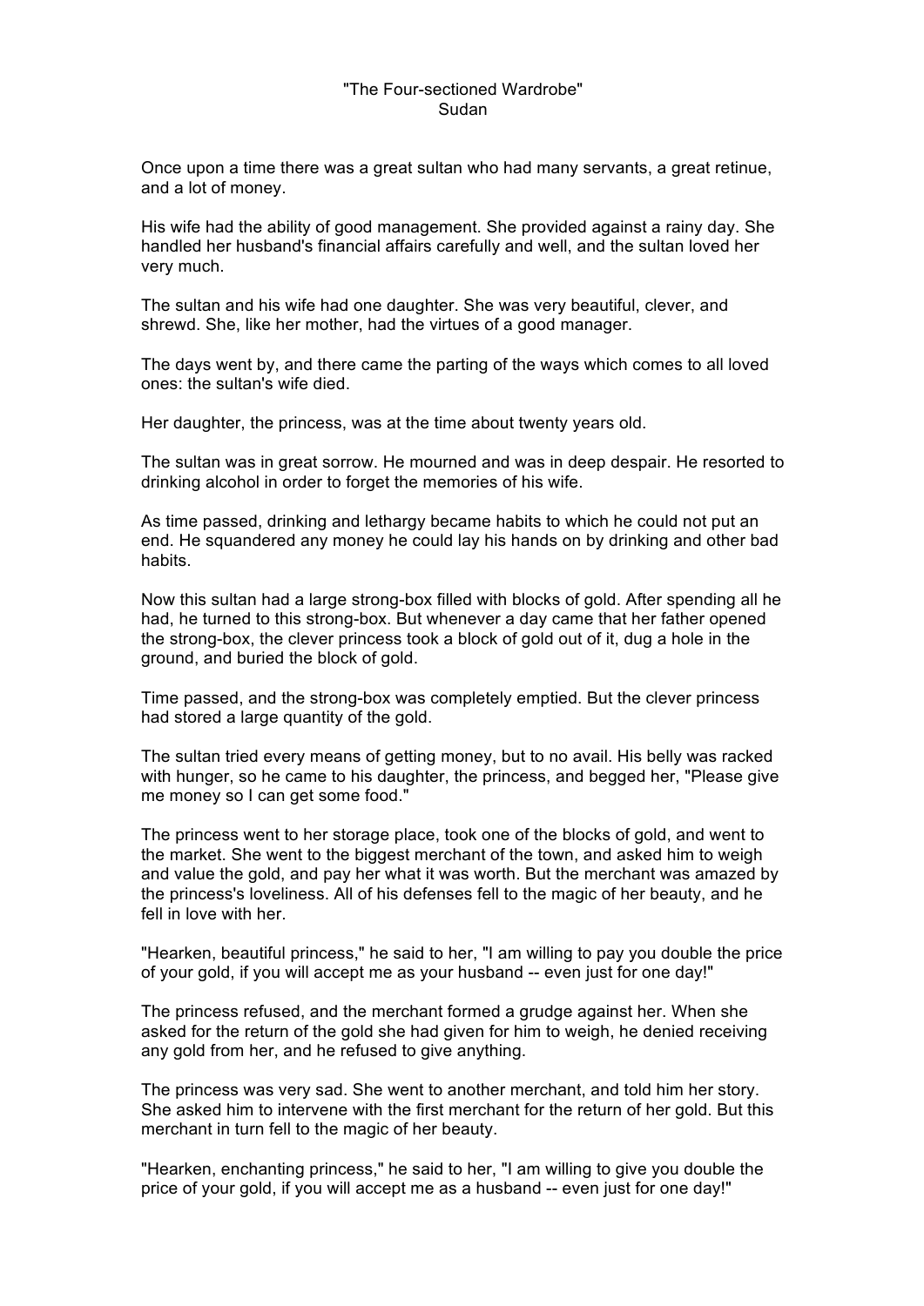# "The Four-sectioned Wardrobe"

Sudan

Once upon a time there was a great sultan who had many servants, a great retinue, and a lot of money.

His wife had the ability of good management. She provided against a rainy day. She handled her husband's financial affairs carefully and well, and the sultan loved her very much.

The sultan and his wife had one daughter. She was very beautiful, clever, and shrewd. She, like her mother, had the virtues of a good manager.

The days went by, and there came the parting of the ways which comes to all loved ones: the sultan's wife died.

Her daughter, the princess, was at the time about twenty years old.

The sultan was in great sorrow. He mourned and was in deep despair. He resorted to drinking alcohol in order to forget the memories of his wife.

As time passed, drinking and lethargy became habits to which he could not put an end. He squandered any money he could lay his hands on by drinking and other bad habits.

Now this sultan had a large strong-box filled with blocks of gold. After spending all he had, he turned to this strong-box. But whenever a day came that her father opened the strong-box, the clever princess took a block of gold out of it, dug a hole in the ground, and buried the block of gold.

Time passed, and the strong-box was completely emptied. But the clever princess had stored a large quantity of the gold.

The sultan tried every means of getting money, but to no avail. His belly was racked with hunger, so he came to his daughter, the princess, and begged her, "Please give me money so I can get some food."

The princess went to her storage place, took one of the blocks of gold, and went to the market. She went to the biggest merchant of the town, and asked him to weigh and value the gold, and pay her what it was worth. But the merchant was amazed by the princess's loveliness. All of his defenses fell to the magic of her beauty, and he fell in love with her.

"Hearken, beautiful princess," he said to her, "I am willing to pay you double the price of your gold, if you will accept me as your husband -- even just for one day!"

The princess refused, and the merchant formed a grudge against her. When she asked for the return of the gold she had given for him to weigh, he denied receiving any gold from her, and he refused to give anything.

The princess was very sad. She went to another merchant, and told him her story. She asked him to intervene with the first merchant for the return of her gold. But this merchant in turn fell to the magic of her beauty.

"Hearken, enchanting princess," he said to her, "I am willing to give you double the price of your gold, if you will accept me as a husband -- even just for one day!"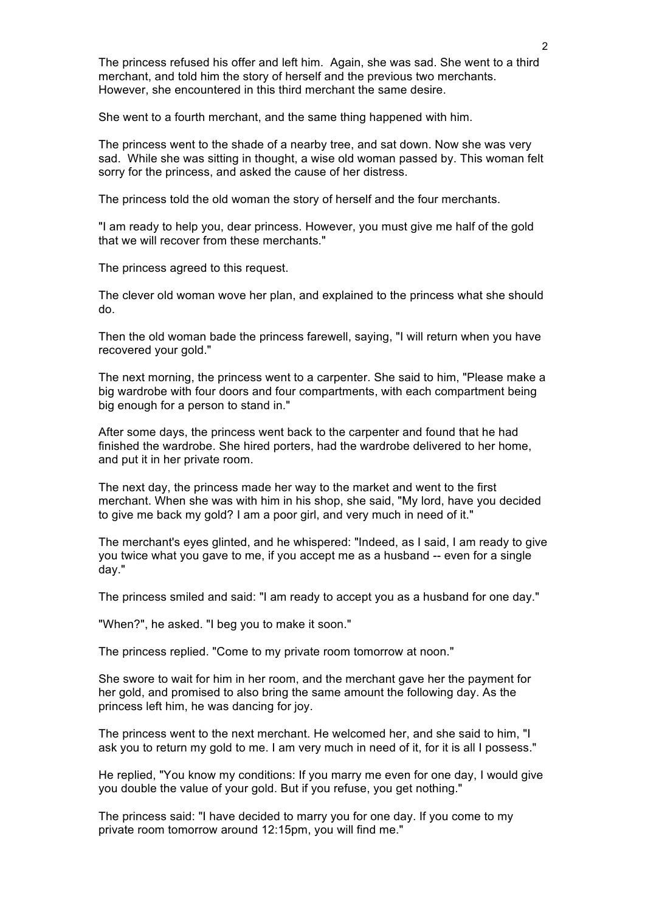The princess refused his offer and left him. Again, she was sad. She went to a third merchant, and told him the story of herself and the previous two merchants. However, she encountered in this third merchant the same desire.

She went to a fourth merchant, and the same thing happened with him.

The princess went to the shade of a nearby tree, and sat down. Now she was very sad. While she was sitting in thought, a wise old woman passed by. This woman felt sorry for the princess, and asked the cause of her distress.

The princess told the old woman the story of herself and the four merchants.

"I am ready to help you, dear princess. However, you must give me half of the gold that we will recover from these merchants."

The princess agreed to this request.

The clever old woman wove her plan, and explained to the princess what she should do.

Then the old woman bade the princess farewell, saying, "I will return when you have recovered your gold."

The next morning, the princess went to a carpenter. She said to him, "Please make a big wardrobe with four doors and four compartments, with each compartment being big enough for a person to stand in."

After some days, the princess went back to the carpenter and found that he had finished the wardrobe. She hired porters, had the wardrobe delivered to her home, and put it in her private room.

The next day, the princess made her way to the market and went to the first merchant. When she was with him in his shop, she said, "My lord, have you decided to give me back my gold? I am a poor girl, and very much in need of it."

The merchant's eyes glinted, and he whispered: "Indeed, as I said, I am ready to give you twice what you gave to me, if you accept me as a husband -- even for a single day."

The princess smiled and said: "I am ready to accept you as a husband for one day."

"When?", he asked. "I beg you to make it soon."

The princess replied. "Come to my private room tomorrow at noon."

She swore to wait for him in her room, and the merchant gave her the payment for her gold, and promised to also bring the same amount the following day. As the princess left him, he was dancing for joy.

The princess went to the next merchant. He welcomed her, and she said to him, "I ask you to return my gold to me. I am very much in need of it, for it is all I possess."

He replied, "You know my conditions: If you marry me even for one day, I would give you double the value of your gold. But if you refuse, you get nothing."

The princess said: "I have decided to marry you for one day. If you come to my private room tomorrow around 12:15pm, you will find me."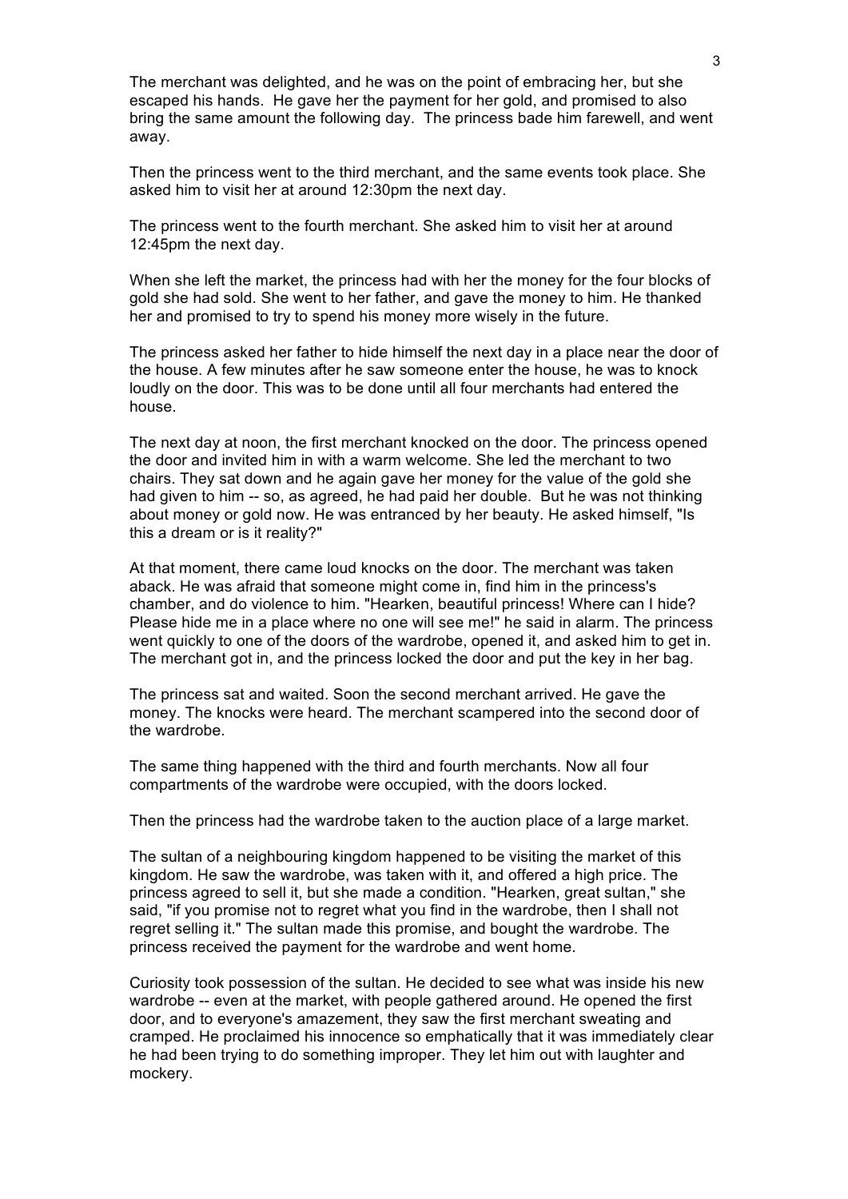The merchant was delighted, and he was on the point of embracing her, but she escaped his hands. He gave her the payment for her gold, and promised to also bring the same amount the following day. The princess bade him farewell, and went away.

Then the princess went to the third merchant, and the same events took place. She asked him to visit her at around 12:30pm the next day.

The princess went to the fourth merchant. She asked him to visit her at around 12:45pm the next day.

When she left the market, the princess had with her the money for the four blocks of gold she had sold. She went to her father, and gave the money to him. He thanked her and promised to try to spend his money more wisely in the future.

The princess asked her father to hide himself the next day in a place near the door of the house. A few minutes after he saw someone enter the house, he was to knock loudly on the door. This was to be done until all four merchants had entered the house.

The next day at noon, the first merchant knocked on the door. The princess opened the door and invited him in with a warm welcome. She led the merchant to two chairs. They sat down and he again gave her money for the value of the gold she had given to him -- so, as agreed, he had paid her double. But he was not thinking about money or gold now. He was entranced by her beauty. He asked himself, "Is this a dream or is it reality?"

At that moment, there came loud knocks on the door. The merchant was taken aback. He was afraid that someone might come in, find him in the princess's chamber, and do violence to him. "Hearken, beautiful princess! Where can I hide? Please hide me in a place where no one will see me!" he said in alarm. The princess went quickly to one of the doors of the wardrobe, opened it, and asked him to get in. The merchant got in, and the princess locked the door and put the key in her bag.

The princess sat and waited. Soon the second merchant arrived. He gave the money. The knocks were heard. The merchant scampered into the second door of the wardrobe.

The same thing happened with the third and fourth merchants. Now all four compartments of the wardrobe were occupied, with the doors locked.

Then the princess had the wardrobe taken to the auction place of a large market.

The sultan of a neighbouring kingdom happened to be visiting the market of this kingdom. He saw the wardrobe, was taken with it, and offered a high price. The princess agreed to sell it, but she made a condition. "Hearken, great sultan," she said, "if you promise not to regret what you find in the wardrobe, then I shall not regret selling it." The sultan made this promise, and bought the wardrobe. The princess received the payment for the wardrobe and went home.

Curiosity took possession of the sultan. He decided to see what was inside his new wardrobe -- even at the market, with people gathered around. He opened the first door, and to everyone's amazement, they saw the first merchant sweating and cramped. He proclaimed his innocence so emphatically that it was immediately clear he had been trying to do something improper. They let him out with laughter and mockery.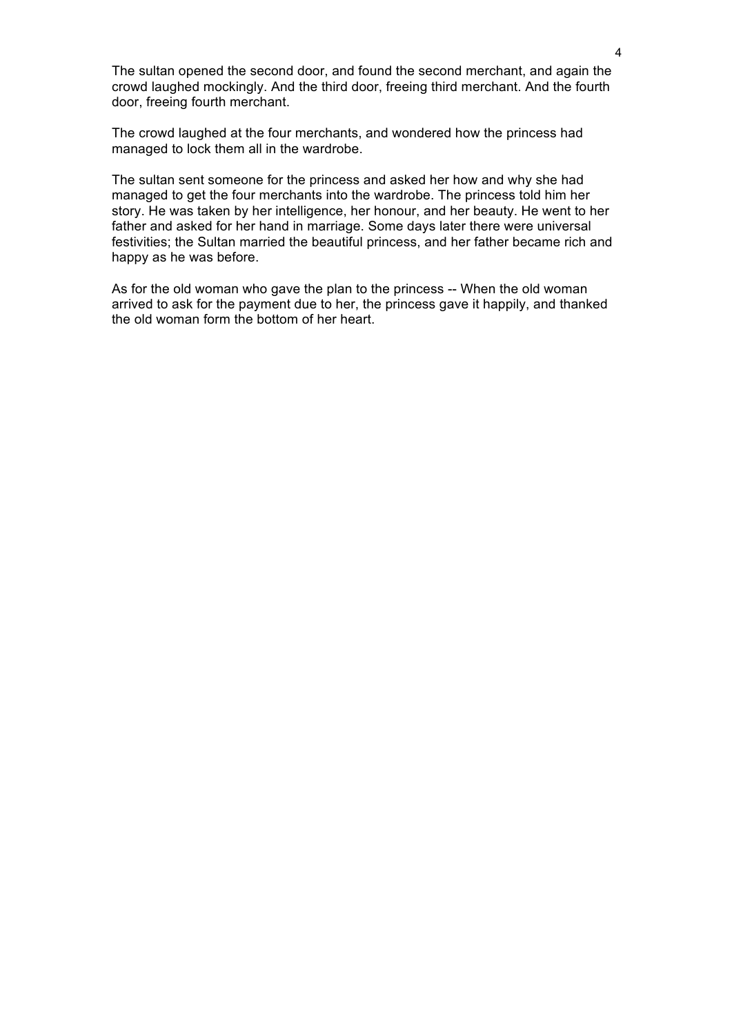The sultan opened the second door, and found the second merchant, and again the crowd laughed mockingly. And the third door, freeing third merchant. And the fourth door, freeing fourth merchant.

The crowd laughed at the four merchants, and wondered how the princess had managed to lock them all in the wardrobe.

The sultan sent someone for the princess and asked her how and why she had managed to get the four merchants into the wardrobe. The princess told him her story. He was taken by her intelligence, her honour, and her beauty. He went to her father and asked for her hand in marriage. Some days later there were universal festivities; the Sultan married the beautiful princess, and her father became rich and happy as he was before.

As for the old woman who gave the plan to the princess -- When the old woman arrived to ask for the payment due to her, the princess gave it happily, and thanked the old woman form the bottom of her heart.